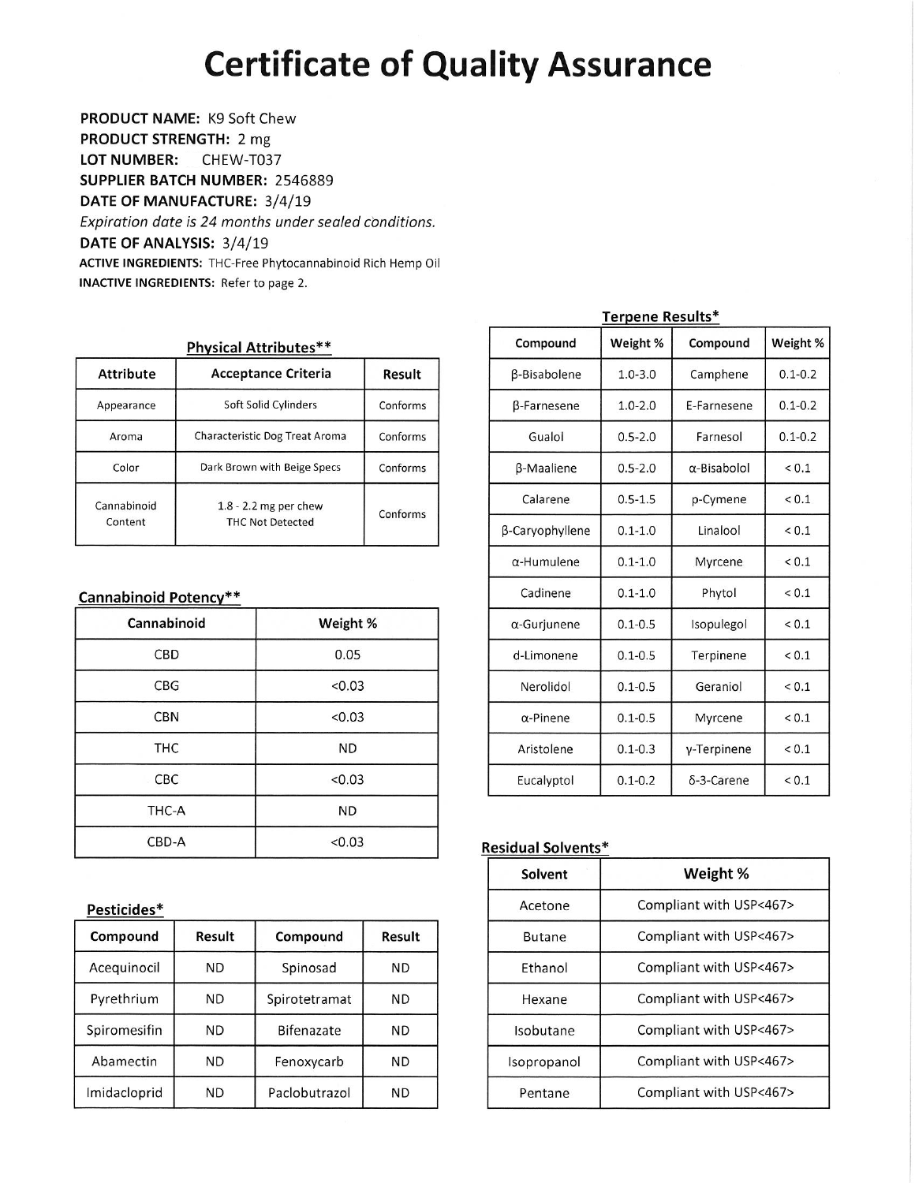# Certificate of Quality Assurance

**PRODUCT NAME:** K9 Soft Chew
**PRODUCT STRENGTH:** 2 mg
**LOT NUMBER:** CHEW-T037
**SUPPLIER BATCH NUMBER:** 2546889
**DATE OF MANUFACTURE:** 3/4/19
*Expiration date is 24 months under sealed conditions.*
**DATE OF ANALYSIS:** 3/4/19
**ACTIVE INGREDIENTS:** THC-Free Phytocannabinoid Rich Hemp Oil
**INACTIVE INGREDIENTS:** Refer to page 2.

## Physical Attributes**

| Attribute | Acceptance Criteria | Result |
|---|---|---|
| Appearance | Soft Solid Cylinders | Conforms |
| Aroma | Characteristic Dog Treat Aroma | Conforms |
| Color | Dark Brown with Beige Specs | Conforms |
| Cannabinoid Content | 1.8 - 2.2 mg per chew THC Not Detected | Conforms |

## Cannabinoid Potency**

| Cannabinoid | Weight % |
|---|---|
| CBD | 0.05 |
| CBG | <0.03 |
| CBN | <0.03 |
| THC | ND |
| CBC | <0.03 |
| THC-A | ND |
| CBD-A | <0.03 |

## Pesticides*

| Compound | Result | Compound | Result |
|---|---|---|---|
| Acequinocil | ND | Spinosad | ND |
| Pyrethrium | ND | Spirotetramat | ND |
| Spiromesifin | ND | Bifenazate | ND |
| Abamectin | ND | Fenoxycarb | ND |
| Imidacloprid | ND | Paclobutrazol | ND |

## Terpene Results*

| Compound | Weight % | Compound | Weight % |
|---|---|---|---|
| β-Bisabolene | 1.0-3.0 | Camphene | 0.1-0.2 |
| β-Farnesene | 1.0-2.0 | E-Farnesene | 0.1-0.2 |
| Gualol | 0.5-2.0 | Farnesol | 0.1-0.2 |
| β-Maaliene | 0.5-2.0 | α-Bisabolol | < 0.1 |
| Calarene | 0.5-1.5 | p-Cymene | < 0.1 |
| β-Caryophyllene | 0.1-1.0 | Linalool | < 0.1 |
| α-Humulene | 0.1-1.0 | Myrcene | < 0.1 |
| Cadinene | 0.1-1.0 | Phytol | < 0.1 |
| α-Gurjunene | 0.1-0.5 | Isopulegol | < 0.1 |
| d-Limonene | 0.1-0.5 | Terpinene | < 0.1 |
| Nerolidol | 0.1-0.5 | Geraniol | < 0.1 |
| α-Pinene | 0.1-0.5 | Myrcene | < 0.1 |
| Aristolene | 0.1-0.3 | γ-Terpinene | < 0.1 |
| Eucalyptol | 0.1-0.2 | δ-3-Carene | < 0.1 |

## Residual Solvents*

| Solvent | Weight % |
|---|---|
| Acetone | Compliant with USP<467> |
| Butane | Compliant with USP<467> |
| Ethanol | Compliant with USP<467> |
| Hexane | Compliant with USP<467> |
| Isobutane | Compliant with USP<467> |
| Isopropanol | Compliant with USP<467> |
| Pentane | Compliant with USP<467> |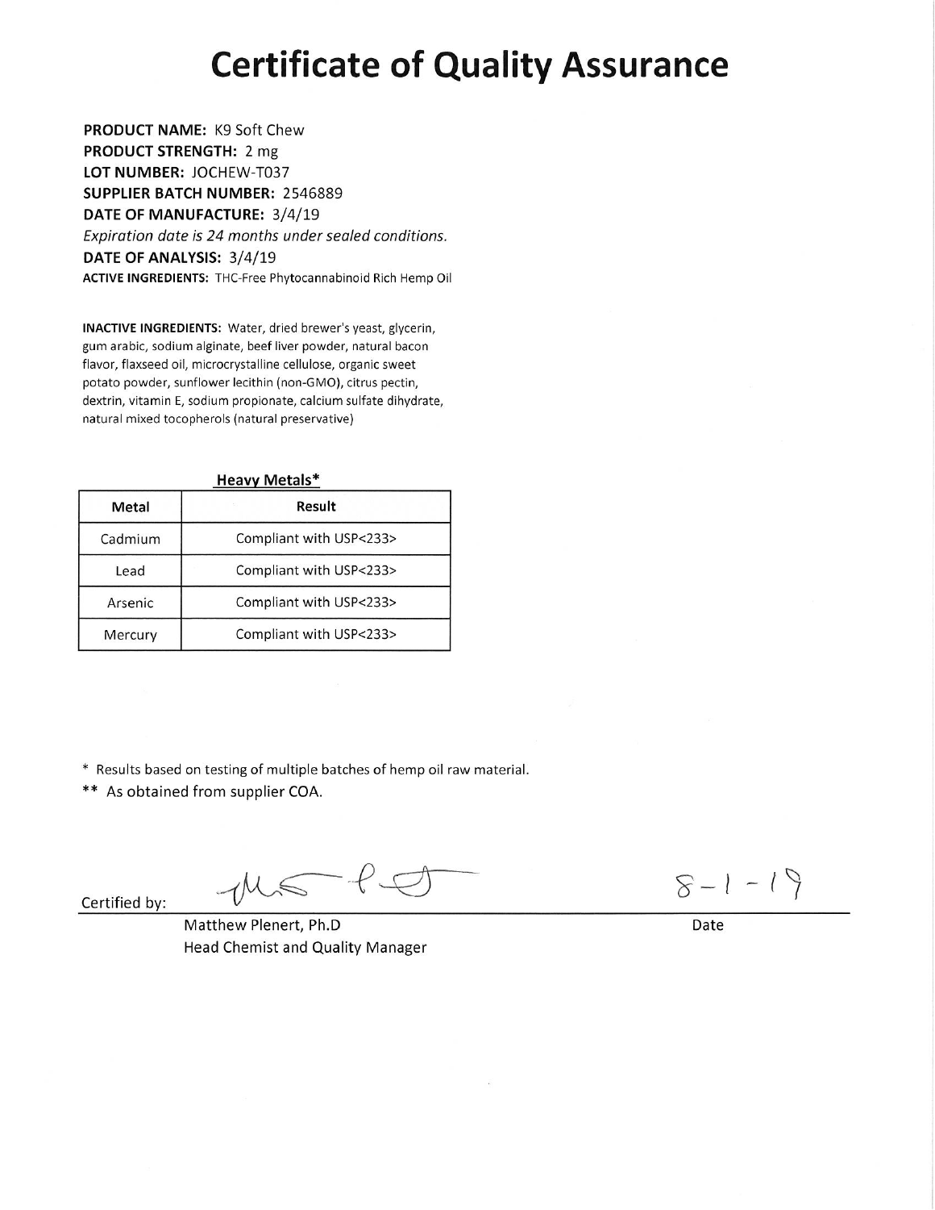# Certificate of Quality Assurance

**PRODUCT NAME:** K9 Soft Chew
**PRODUCT STRENGTH:** 2 mg
**LOT NUMBER:** JOCHEW-T037
**SUPPLIER BATCH NUMBER:** 2546889
**DATE OF MANUFACTURE:** 3/4/19
*Expiration date is 24 months under sealed conditions.*
**DATE OF ANALYSIS:** 3/4/19
**ACTIVE INGREDIENTS:** THC-Free Phytocannabinoid Rich Hemp Oil

**INACTIVE INGREDIENTS:** Water, dried brewer's yeast, glycerin, gum arabic, sodium alginate, beef liver powder, natural bacon flavor, flaxseed oil, microcrystalline cellulose, organic sweet potato powder, sunflower lecithin (non-GMO), citrus pectin, dextrin, vitamin E, sodium propionate, calcium sulfate dihydrate, natural mixed tocopherols (natural preservative)

**Heavy Metals***

| Metal | Result |
|---|---|
| Cadmium | Compliant with USP<233> |
| Lead | Compliant with USP<233> |
| Arsenic | Compliant with USP<233> |
| Mercury | Compliant with USP<233> |

* Results based on testing of multiple batches of hemp oil raw material.

** As obtained from supplier COA.

Certified by: [signature] Date: 8-1-19

Matthew Plenert, Ph.D
Head Chemist and Quality Manager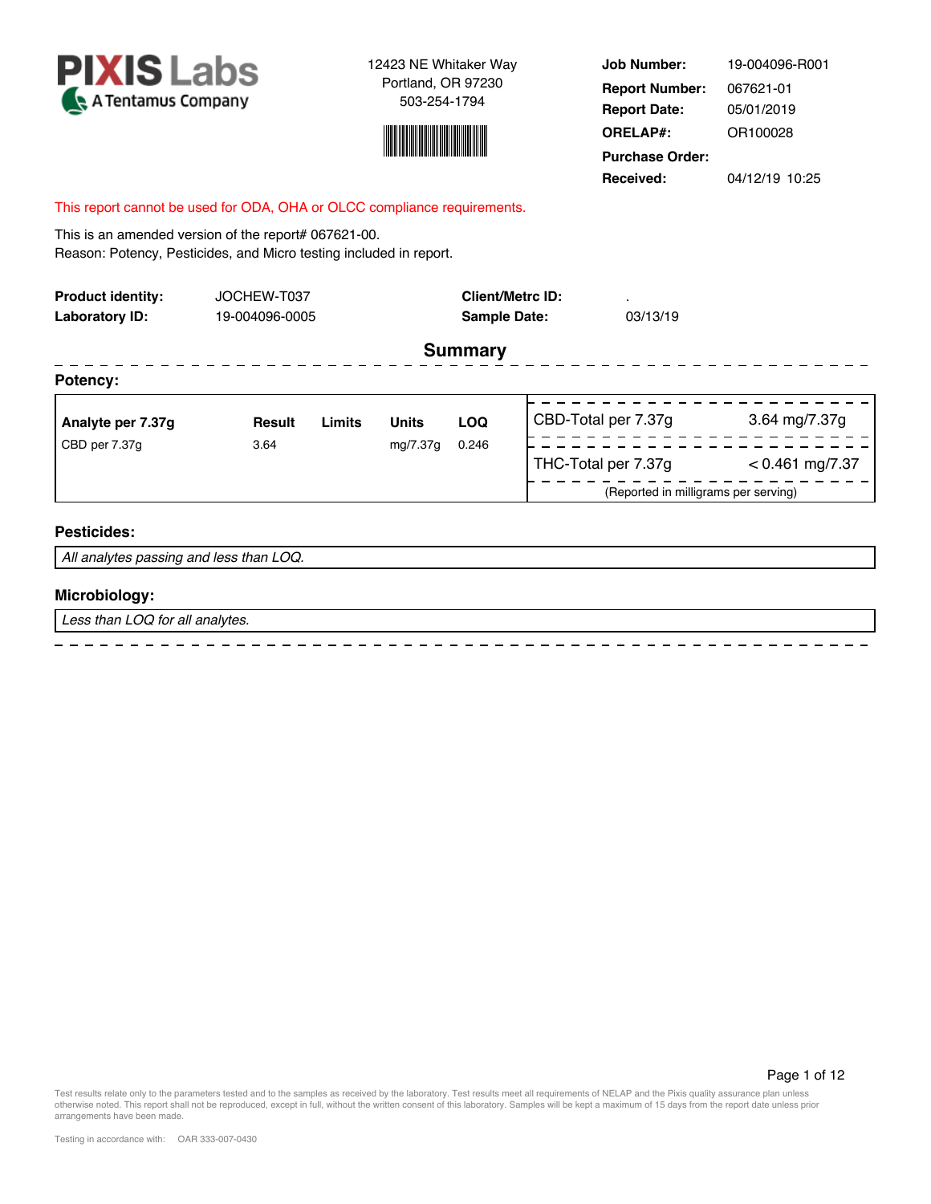**PIXIS Labs**
A Tentamus Company

12423 NE Whitaker Way
Portland, OR 97230
503-254-1794

| | |
|---|---|
| **Job Number:** | 19-004096-R001 |
| **Report Number:** | 067621-01 |
| **Report Date:** | 05/01/2019 |
| **ORELAP#:** | OR100028 |
| **Purchase Order:** | |
| **Received:** | 04/12/19 10:25 |

This report cannot be used for ODA, OHA or OLCC compliance requirements.

This is an amended version of the report# 067621-00.
Reason: Potency, Pesticides, and Micro testing included in report.

| | | | |
|---|---|---|---|
| **Product identity:** | JOCHEW-T037 | **Client/Metrc ID:** | . |
| **Laboratory ID:** | 19-004096-0005 | **Sample Date:** | 03/13/19 |

## Summary

### Potency:

| Analyte per 7.37g | Result | Limits | Units | LOQ |
|---|---|---|---|---|
| CBD per 7.37g | 3.64 | | mg/7.37g | 0.246 |

| | |
|---|---|
| CBD-Total per 7.37g | 3.64 mg/7.37g |
| THC-Total per 7.37g | < 0.461 mg/7.37 |

(Reported in milligrams per serving)

### Pesticides:

*All analytes passing and less than LOQ.*

### Microbiology:

*Less than LOQ for all analytes.*

Test results relate only to the parameters tested and to the samples as received by the laboratory. Test results meet all requirements of NELAP and the Pixis quality assurance plan unless otherwise noted. This report shall not be reproduced, except in full, without the written consent of this laboratory. Samples will be kept a maximum of 15 days from the report date unless prior arrangements have been made.

Testing in accordance with: OAR 333-007-0430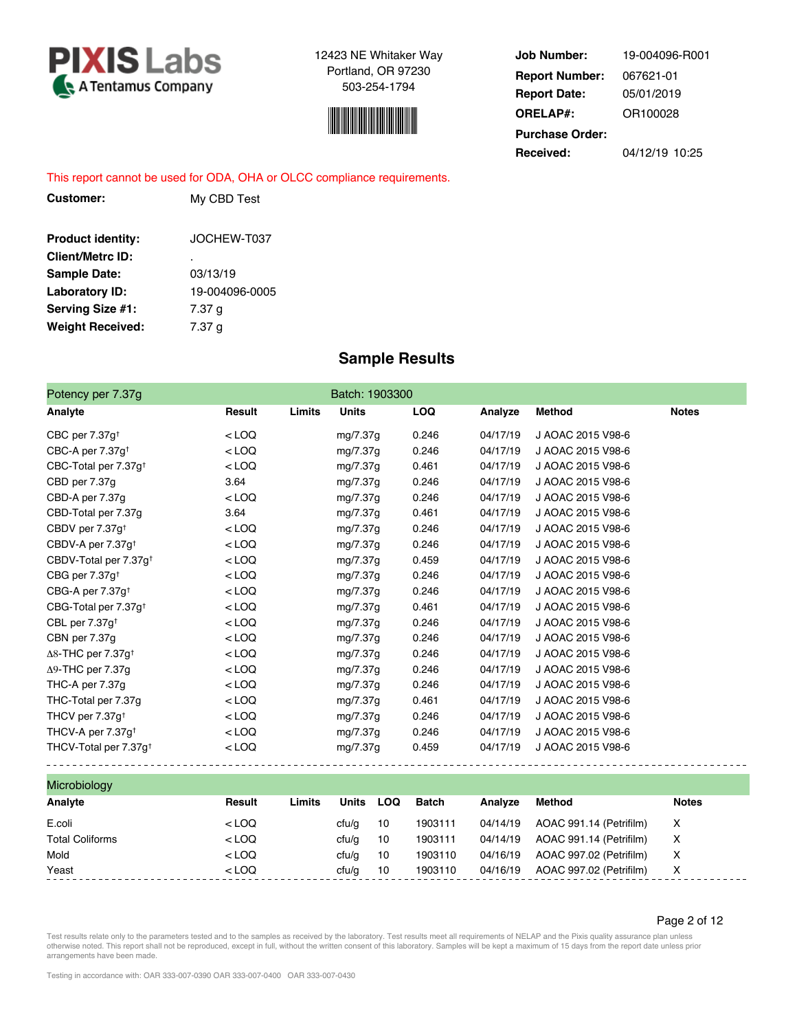**PIXIS Labs** A Tentamus Company

12423 NE Whitaker Way
Portland, OR 97230
503-254-1794

| | |
|---|---|
| **Job Number:** | 19-004096-R001 |
| **Report Number:** | 067621-01 |
| **Report Date:** | 05/01/2019 |
| **ORELAP#:** | OR100028 |
| **Purchase Order:** | |
| **Received:** | 04/12/19 10:25 |

This report cannot be used for ODA, OHA or OLCC compliance requirements.

**Customer:** My CBD Test

| | |
|---|---|
| **Product identity:** | JOCHEW-T037 |
| **Client/Metrc ID:** | . |
| **Sample Date:** | 03/13/19 |
| **Laboratory ID:** | 19-004096-0005 |
| **Serving Size #1:** | 7.37 g |
| **Weight Received:** | 7.37 g |

## Sample Results

**Potency per 7.37g** — Batch: 1903300

| Analyte | Result | Limits | Units | LOQ | Analyze | Method | Notes |
|---|---|---|---|---|---|---|---|
| CBC per 7.37g† | < LOQ | | mg/7.37g | 0.246 | 04/17/19 | J AOAC 2015 V98-6 | |
| CBC-A per 7.37g† | < LOQ | | mg/7.37g | 0.246 | 04/17/19 | J AOAC 2015 V98-6 | |
| CBC-Total per 7.37g† | < LOQ | | mg/7.37g | 0.461 | 04/17/19 | J AOAC 2015 V98-6 | |
| CBD per 7.37g | 3.64 | | mg/7.37g | 0.246 | 04/17/19 | J AOAC 2015 V98-6 | |
| CBD-A per 7.37g | < LOQ | | mg/7.37g | 0.246 | 04/17/19 | J AOAC 2015 V98-6 | |
| CBD-Total per 7.37g | 3.64 | | mg/7.37g | 0.461 | 04/17/19 | J AOAC 2015 V98-6 | |
| CBDV per 7.37g† | < LOQ | | mg/7.37g | 0.246 | 04/17/19 | J AOAC 2015 V98-6 | |
| CBDV-A per 7.37g† | < LOQ | | mg/7.37g | 0.246 | 04/17/19 | J AOAC 2015 V98-6 | |
| CBDV-Total per 7.37g† | < LOQ | | mg/7.37g | 0.459 | 04/17/19 | J AOAC 2015 V98-6 | |
| CBG per 7.37g† | < LOQ | | mg/7.37g | 0.246 | 04/17/19 | J AOAC 2015 V98-6 | |
| CBG-A per 7.37g† | < LOQ | | mg/7.37g | 0.246 | 04/17/19 | J AOAC 2015 V98-6 | |
| CBG-Total per 7.37g† | < LOQ | | mg/7.37g | 0.461 | 04/17/19 | J AOAC 2015 V98-6 | |
| CBL per 7.37g† | < LOQ | | mg/7.37g | 0.246 | 04/17/19 | J AOAC 2015 V98-6 | |
| CBN per 7.37g | < LOQ | | mg/7.37g | 0.246 | 04/17/19 | J AOAC 2015 V98-6 | |
| Δ8-THC per 7.37g† | < LOQ | | mg/7.37g | 0.246 | 04/17/19 | J AOAC 2015 V98-6 | |
| Δ9-THC per 7.37g | < LOQ | | mg/7.37g | 0.246 | 04/17/19 | J AOAC 2015 V98-6 | |
| THC-A per 7.37g | < LOQ | | mg/7.37g | 0.246 | 04/17/19 | J AOAC 2015 V98-6 | |
| THC-Total per 7.37g | < LOQ | | mg/7.37g | 0.461 | 04/17/19 | J AOAC 2015 V98-6 | |
| THCV per 7.37g† | < LOQ | | mg/7.37g | 0.246 | 04/17/19 | J AOAC 2015 V98-6 | |
| THCV-A per 7.37g† | < LOQ | | mg/7.37g | 0.246 | 04/17/19 | J AOAC 2015 V98-6 | |
| THCV-Total per 7.37g† | < LOQ | | mg/7.37g | 0.459 | 04/17/19 | J AOAC 2015 V98-6 | |

**Microbiology**

| Analyte | Result | Limits | Units | LOQ | Batch | Analyze | Method | Notes |
|---|---|---|---|---|---|---|---|---|
| E.coli | < LOQ | | cfu/g | 10 | 1903111 | 04/14/19 | AOAC 991.14 (Petrifilm) | X |
| Total Coliforms | < LOQ | | cfu/g | 10 | 1903111 | 04/14/19 | AOAC 991.14 (Petrifilm) | X |
| Mold | < LOQ | | cfu/g | 10 | 1903110 | 04/16/19 | AOAC 997.02 (Petrifilm) | X |
| Yeast | < LOQ | | cfu/g | 10 | 1903110 | 04/16/19 | AOAC 997.02 (Petrifilm) | X |

Test results relate only to the parameters tested and to the samples as received by the laboratory. Test results meet all requirements of NELAP and the Pixis quality assurance plan unless otherwise noted. This report shall not be reproduced, except in full, without the written consent of this laboratory. Samples will be kept a maximum of 15 days from the report date unless prior arrangements have been made.

Testing in accordance with: OAR 333-007-0390 OAR 333-007-0400 OAR 333-007-0430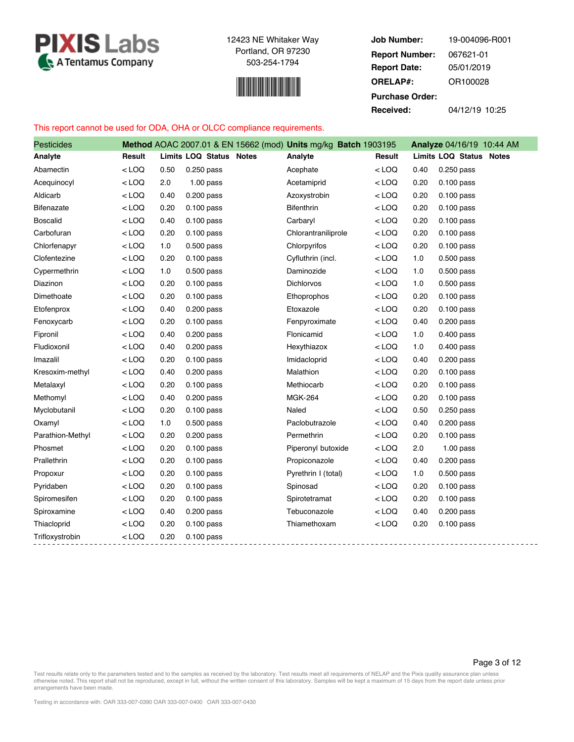**PIXIS Labs**
A Tentamus Company

12423 NE Whitaker Way
Portland, OR 97230
503-254-1794

| | |
|---|---|
| **Job Number:** | 19-004096-R001 |
| **Report Number:** | 067621-01 |
| **Report Date:** | 05/01/2019 |
| **ORELAP#:** | OR100028 |
| **Purchase Order:** | |
| **Received:** | 04/12/19 10:25 |

This report cannot be used for ODA, OHA or OLCC compliance requirements.

**Pesticides** — **Method** AOAC 2007.01 & EN 15662 (mod) **Units** mg/kg **Batch** 1903195 **Analyze** 04/16/19 10:44 AM

| Analyte | Result | Limits | LOQ | Status | Notes | Analyte | Result | Limits | LOQ | Status | Notes |
|---|---|---|---|---|---|---|---|---|---|---|---|
| Abamectin | < LOQ | 0.50 | 0.250 | pass | | Acephate | < LOQ | 0.40 | 0.250 | pass | |
| Acequinocyl | < LOQ | 2.0 | 1.00 | pass | | Acetamiprid | < LOQ | 0.20 | 0.100 | pass | |
| Aldicarb | < LOQ | 0.40 | 0.200 | pass | | Azoxystrobin | < LOQ | 0.20 | 0.100 | pass | |
| Bifenazate | < LOQ | 0.20 | 0.100 | pass | | Bifenthrin | < LOQ | 0.20 | 0.100 | pass | |
| Boscalid | < LOQ | 0.40 | 0.100 | pass | | Carbaryl | < LOQ | 0.20 | 0.100 | pass | |
| Carbofuran | < LOQ | 0.20 | 0.100 | pass | | Chlorantraniliprole | < LOQ | 0.20 | 0.100 | pass | |
| Chlorfenapyr | < LOQ | 1.0 | 0.500 | pass | | Chlorpyrifos | < LOQ | 0.20 | 0.100 | pass | |
| Clofentezine | < LOQ | 0.20 | 0.100 | pass | | Cyfluthrin (incl. | < LOQ | 1.0 | 0.500 | pass | |
| Cypermethrin | < LOQ | 1.0 | 0.500 | pass | | Daminozide | < LOQ | 1.0 | 0.500 | pass | |
| Diazinon | < LOQ | 0.20 | 0.100 | pass | | Dichlorvos | < LOQ | 1.0 | 0.500 | pass | |
| Dimethoate | < LOQ | 0.20 | 0.100 | pass | | Ethoprophos | < LOQ | 0.20 | 0.100 | pass | |
| Etofenprox | < LOQ | 0.40 | 0.200 | pass | | Etoxazole | < LOQ | 0.20 | 0.100 | pass | |
| Fenoxycarb | < LOQ | 0.20 | 0.100 | pass | | Fenpyroximate | < LOQ | 0.40 | 0.200 | pass | |
| Fipronil | < LOQ | 0.40 | 0.200 | pass | | Flonicamid | < LOQ | 1.0 | 0.400 | pass | |
| Fludioxonil | < LOQ | 0.40 | 0.200 | pass | | Hexythiazox | < LOQ | 1.0 | 0.400 | pass | |
| Imazalil | < LOQ | 0.20 | 0.100 | pass | | Imidacloprid | < LOQ | 0.40 | 0.200 | pass | |
| Kresoxim-methyl | < LOQ | 0.40 | 0.200 | pass | | Malathion | < LOQ | 0.20 | 0.100 | pass | |
| Metalaxyl | < LOQ | 0.20 | 0.100 | pass | | Methiocarb | < LOQ | 0.20 | 0.100 | pass | |
| Methomyl | < LOQ | 0.40 | 0.200 | pass | | MGK-264 | < LOQ | 0.20 | 0.100 | pass | |
| Myclobutanil | < LOQ | 0.20 | 0.100 | pass | | Naled | < LOQ | 0.50 | 0.250 | pass | |
| Oxamyl | < LOQ | 1.0 | 0.500 | pass | | Paclobutrazole | < LOQ | 0.40 | 0.200 | pass | |
| Parathion-Methyl | < LOQ | 0.20 | 0.200 | pass | | Permethrin | < LOQ | 0.20 | 0.100 | pass | |
| Phosmet | < LOQ | 0.20 | 0.100 | pass | | Piperonyl butoxide | < LOQ | 2.0 | 1.00 | pass | |
| Prallethrin | < LOQ | 0.20 | 0.100 | pass | | Propiconazole | < LOQ | 0.40 | 0.200 | pass | |
| Propoxur | < LOQ | 0.20 | 0.100 | pass | | Pyrethrin I (total) | < LOQ | 1.0 | 0.500 | pass | |
| Pyridaben | < LOQ | 0.20 | 0.100 | pass | | Spinosad | < LOQ | 0.20 | 0.100 | pass | |
| Spiromesifen | < LOQ | 0.20 | 0.100 | pass | | Spirotetramat | < LOQ | 0.20 | 0.100 | pass | |
| Spiroxamine | < LOQ | 0.40 | 0.200 | pass | | Tebuconazole | < LOQ | 0.40 | 0.200 | pass | |
| Thiacloprid | < LOQ | 0.20 | 0.100 | pass | | Thiamethoxam | < LOQ | 0.20 | 0.100 | pass | |
| Trifloxystrobin | < LOQ | 0.20 | 0.100 | pass | | | | | | | |

Test results relate only to the parameters tested and to the samples as received by the laboratory. Test results meet all requirements of NELAP and the Pixis quality assurance plan unless otherwise noted. This report shall not be reproduced, except in full, without the written consent of this laboratory. Samples will be kept a maximum of 15 days from the report date unless prior arrangements have been made.

Testing in accordance with: OAR 333-007-0390 OAR 333-007-0400 OAR 333-007-0430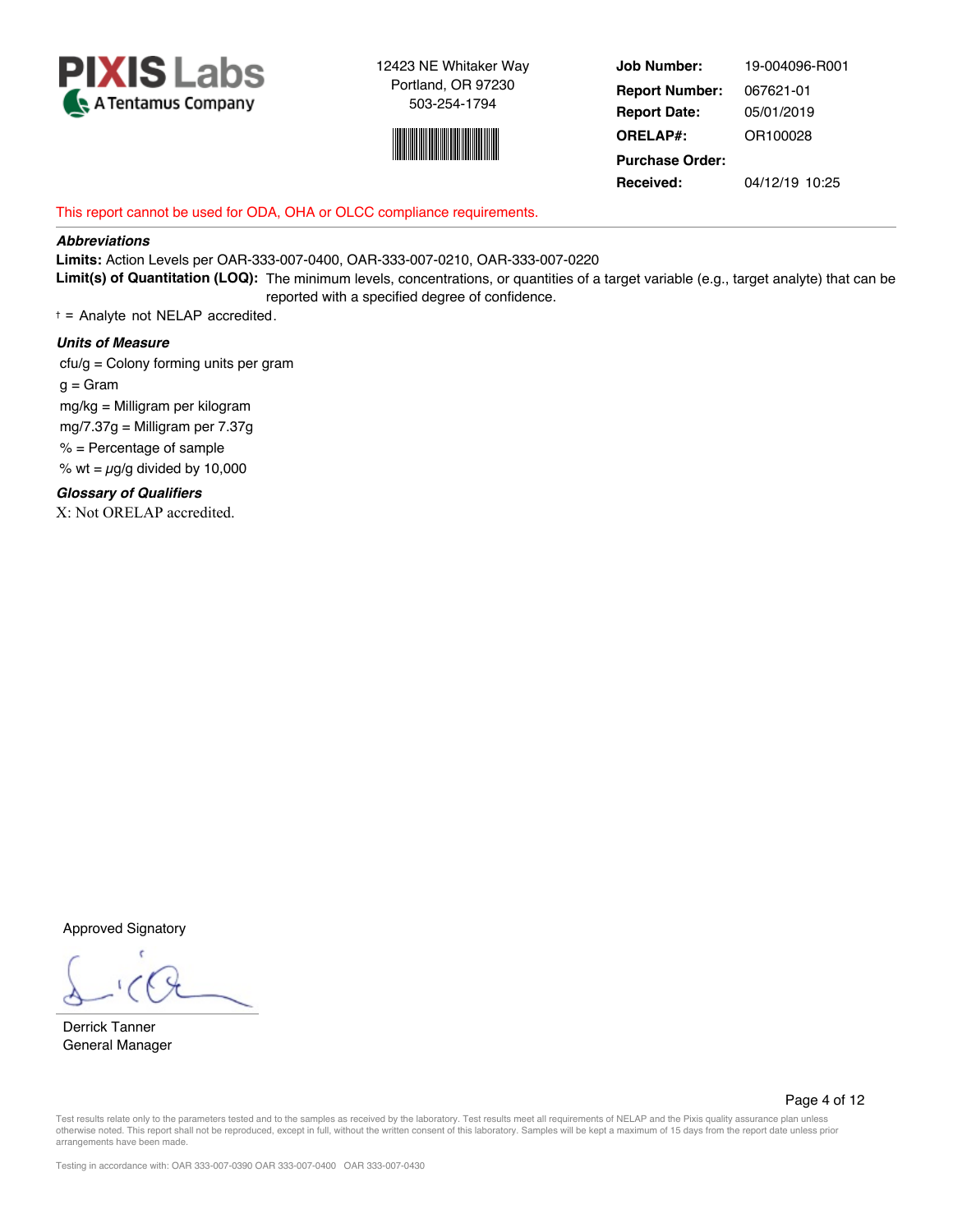**PIXIS Labs**
A Tentamus Company

12423 NE Whitaker Way
Portland, OR 97230
503-254-1794

**Job Number:** 19-004096-R001
**Report Number:** 067621-01
**Report Date:** 05/01/2019
**ORELAP#:** OR100028
**Purchase Order:**
**Received:** 04/12/19 10:25

This report cannot be used for ODA, OHA or OLCC compliance requirements.

***Abbreviations***

**Limits:** Action Levels per OAR-333-007-0400, OAR-333-007-0210, OAR-333-007-0220

**Limit(s) of Quantitation (LOQ):** The minimum levels, concentrations, or quantities of a target variable (e.g., target analyte) that can be reported with a specified degree of confidence.

† = Analyte not NELAP accredited.

***Units of Measure***

cfu/g = Colony forming units per gram
g = Gram
mg/kg = Milligram per kilogram
mg/7.37g = Milligram per 7.37g
% = Percentage of sample
% wt = $\mu$g/g divided by 10,000

***Glossary of Qualifiers***

X: Not ORELAP accredited.

Approved Signatory

Derrick Tanner
General Manager

Test results relate only to the parameters tested and to the samples as received by the laboratory. Test results meet all requirements of NELAP and the Pixis quality assurance plan unless otherwise noted. This report shall not be reproduced, except in full, without the written consent of this laboratory. Samples will be kept a maximum of 15 days from the report date unless prior arrangements have been made.

Testing in accordance with: OAR 333-007-0390 OAR 333-007-0400 OAR 333-007-0430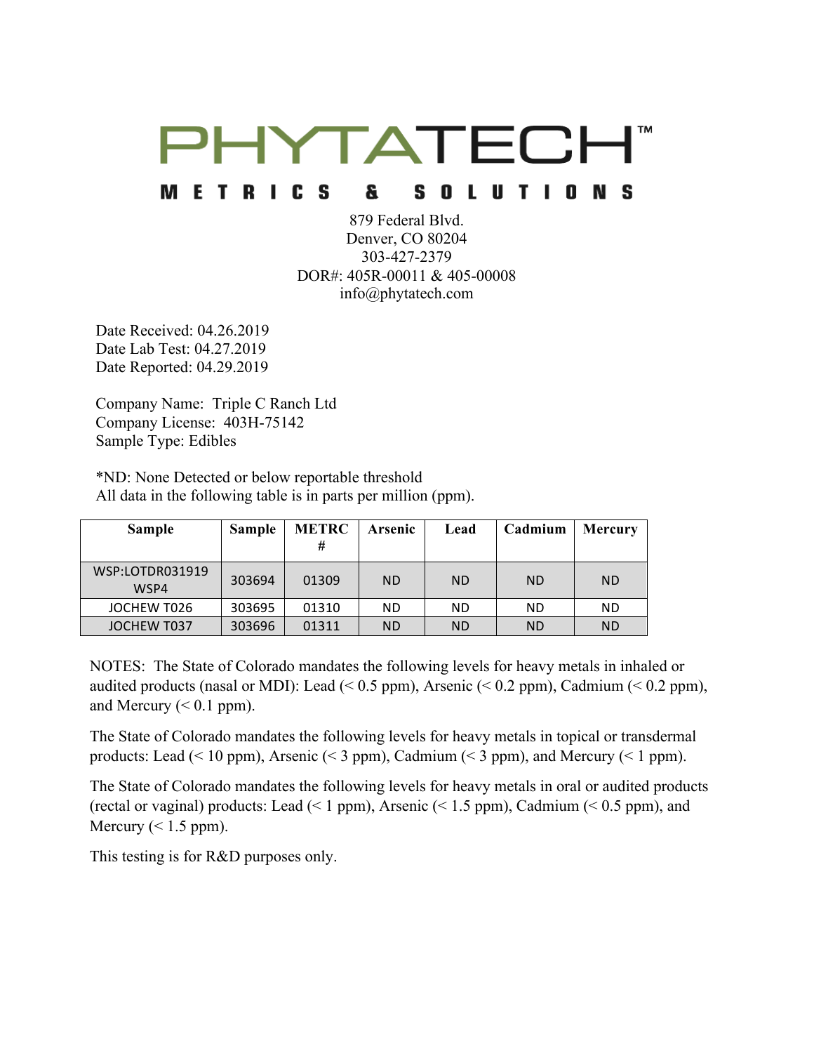# PHYTATECH™

**METRICS & SOLUTIONS**

879 Federal Blvd.
Denver, CO 80204
303-427-2379
DOR#: 405R-00011 & 405-00008
info@phytatech.com

Date Received: 04.26.2019
Date Lab Test: 04.27.2019
Date Reported: 04.29.2019

Company Name: Triple C Ranch Ltd
Company License: 403H-75142
Sample Type: Edibles

*ND: None Detected or below reportable threshold
All data in the following table is in parts per million (ppm).

| Sample | Sample | METRC # | Arsenic | Lead | Cadmium | Mercury |
|---|---|---|---|---|---|---|
| WSP:LOTDR031919 WSP4 | 303694 | 01309 | ND | ND | ND | ND |
| JOCHEW T026 | 303695 | 01310 | ND | ND | ND | ND |
| JOCHEW T037 | 303696 | 01311 | ND | ND | ND | ND |

NOTES: The State of Colorado mandates the following levels for heavy metals in inhaled or audited products (nasal or MDI): Lead (< 0.5 ppm), Arsenic (< 0.2 ppm), Cadmium (< 0.2 ppm), and Mercury (< 0.1 ppm).

The State of Colorado mandates the following levels for heavy metals in topical or transdermal products: Lead (< 10 ppm), Arsenic (< 3 ppm), Cadmium (< 3 ppm), and Mercury (< 1 ppm).

The State of Colorado mandates the following levels for heavy metals in oral or audited products (rectal or vaginal) products: Lead (< 1 ppm), Arsenic (< 1.5 ppm), Cadmium (< 0.5 ppm), and Mercury (< 1.5 ppm).

This testing is for R&D purposes only.